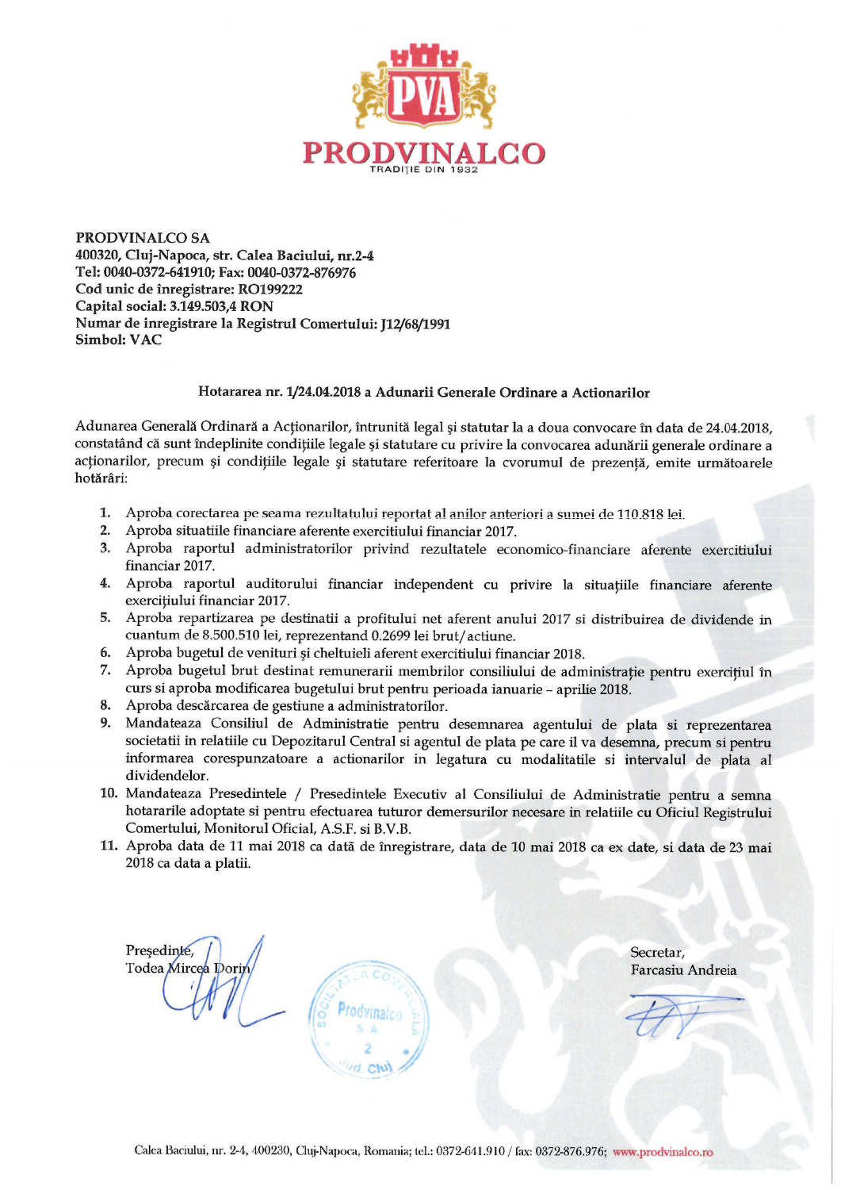PRODVINALCO
TRADIȚIE DIN 1932

**PRODVINALCO SA**
**400320, Cluj-Napoca, str. Calea Baciului, nr.2-4**
**Tel: 0040-0372-641910; Fax: 0040-0372-876976**
**Cod unic de înregistrare: RO199222**
**Capital social: 3.149.503,4 RON**
**Numar de inregistrare la Registrul Comertului: J12/68/1991**
**Simbol: VAC**

## Hotararea nr. 1/24.04.2018 a Adunarii Generale Ordinare a Actionarilor

Adunarea Generală Ordinară a Acționarilor, întrunită legal și statutar la a doua convocare în data de 24.04.2018, constatând că sunt îndeplinite condițiile legale și statutare cu privire la convocarea adunării generale ordinare a acționarilor, precum și condițiile legale și statutare referitoare la cvorumul de prezență, emite următoarele hotărâri:

1. Aproba corectarea pe seama rezultatului reportat al anilor anteriori a sumei de 110.818 lei.
2. Aproba situatiile financiare aferente exercitiului financiar 2017.
3. Aproba raportul administratorilor privind rezultatele economico-financiare aferente exercitiului financiar 2017.
4. Aproba raportul auditorului financiar independent cu privire la situațiile financiare aferente exercițiului financiar 2017.
5. Aproba repartizarea pe destinatii a profitului net aferent anului 2017 si distribuirea de dividende in cuantum de 8.500.510 lei, reprezentand 0.2699 lei brut/actiune.
6. Aproba bugetul de venituri și cheltuieli aferent exercitiului financiar 2018.
7. Aproba bugetul brut destinat remunerarii membrilor consiliului de administrație pentru exercițiul în curs si aproba modificarea bugetului brut pentru perioada ianuarie – aprilie 2018.
8. Aproba descărcarea de gestiune a administratorilor.
9. Mandateaza Consiliul de Administratie pentru desemnarea agentului de plata si reprezentarea societatii in relatiile cu Depozitarul Central si agentul de plata pe care il va desemna, precum si pentru informarea corespunzatoare a actionarilor in legatura cu modalitatile si intervalul de plata al dividendelor.
10. Mandateaza Presedintele / Presedintele Executiv al Consiliului de Administratie pentru a semna hotararile adoptate si pentru efectuarea tuturor demersurilor necesare in relatiile cu Oficiul Registrului Comertului, Monitorul Oficial, A.S.F. si B.V.B.
11. Aproba data de 11 mai 2018 ca dată de înregistrare, data de 10 mai 2018 ca ex date, si data de 23 mai 2018 ca data a platii.

Președinte,
Todea Mircea Dorin

Secretar,
Farcasiu Andreia

Calea Baciului, nr. 2-4, 400230, Cluj-Napoca, Romania; tel.: 0372-641.910 / fax: 0372-876.976; www.prodvinalco.ro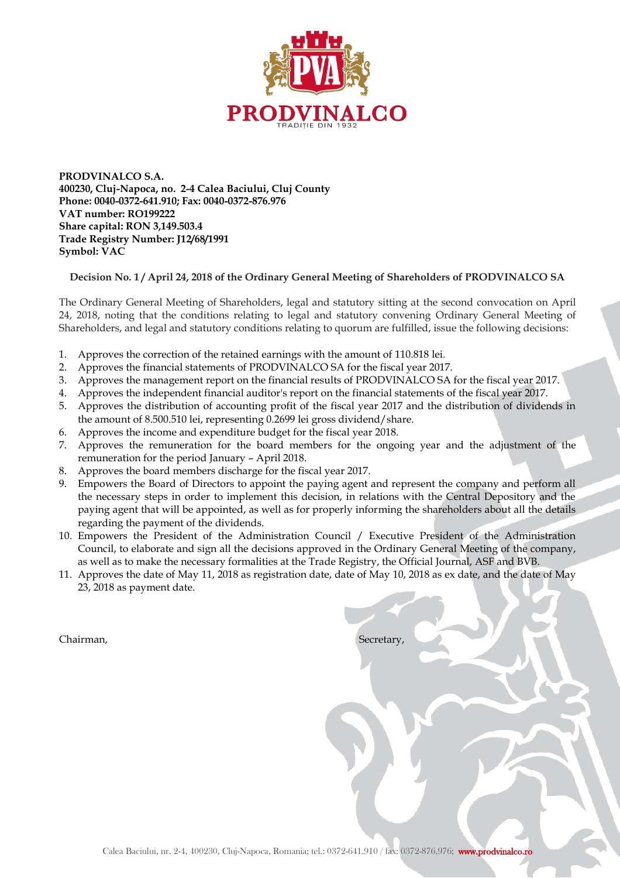**PRODVINALCO S.A.**
**400230, Cluj-Napoca, no. 2-4 Calea Baciului, Cluj County**
**Phone: 0040-0372-641.910; Fax: 0040-0372-876.976**
**VAT number: RO199222**
**Share capital: RON 3,149.503.4**
**Trade Registry Number: J12/68/1991**
**Symbol: VAC**

**Decision No. 1 / April 24, 2018 of the Ordinary General Meeting of Shareholders of PRODVINALCO SA**

The Ordinary General Meeting of Shareholders, legal and statutory sitting at the second convocation on April 24, 2018, noting that the conditions relating to legal and statutory convening Ordinary General Meeting of Shareholders, and legal and statutory conditions relating to quorum are fulfilled, issue the following decisions:

1. Approves the correction of the retained earnings with the amount of 110.818 lei.
2. Approves the financial statements of PRODVINALCO SA for the fiscal year 2017.
3. Approves the management report on the financial results of PRODVINALCO SA for the fiscal year 2017.
4. Approves the independent financial auditor's report on the financial statements of the fiscal year 2017.
5. Approves the distribution of accounting profit of the fiscal year 2017 and the distribution of dividends in the amount of 8.500.510 lei, representing 0.2699 lei gross dividend/share.
6. Approves the income and expenditure budget for the fiscal year 2018.
7. Approves the remuneration for the board members for the ongoing year and the adjustment of the remuneration for the period January – April 2018.
8. Approves the board members discharge for the fiscal year 2017.
9. Empowers the Board of Directors to appoint the paying agent and represent the company and perform all the necessary steps in order to implement this decision, in relations with the Central Depository and the paying agent that will be appointed, as well as for properly informing the shareholders about all the details regarding the payment of the dividends.
10. Empowers the President of the Administration Council / Executive President of the Administration Council, to elaborate and sign all the decisions approved in the Ordinary General Meeting of the company, as well as to make the necessary formalities at the Trade Registry, the Official Journal, ASF and BVB.
11. Approves the date of May 11, 2018 as registration date, date of May 10, 2018 as ex date, and the date of May 23, 2018 as payment date.

Chairman,

Secretary,